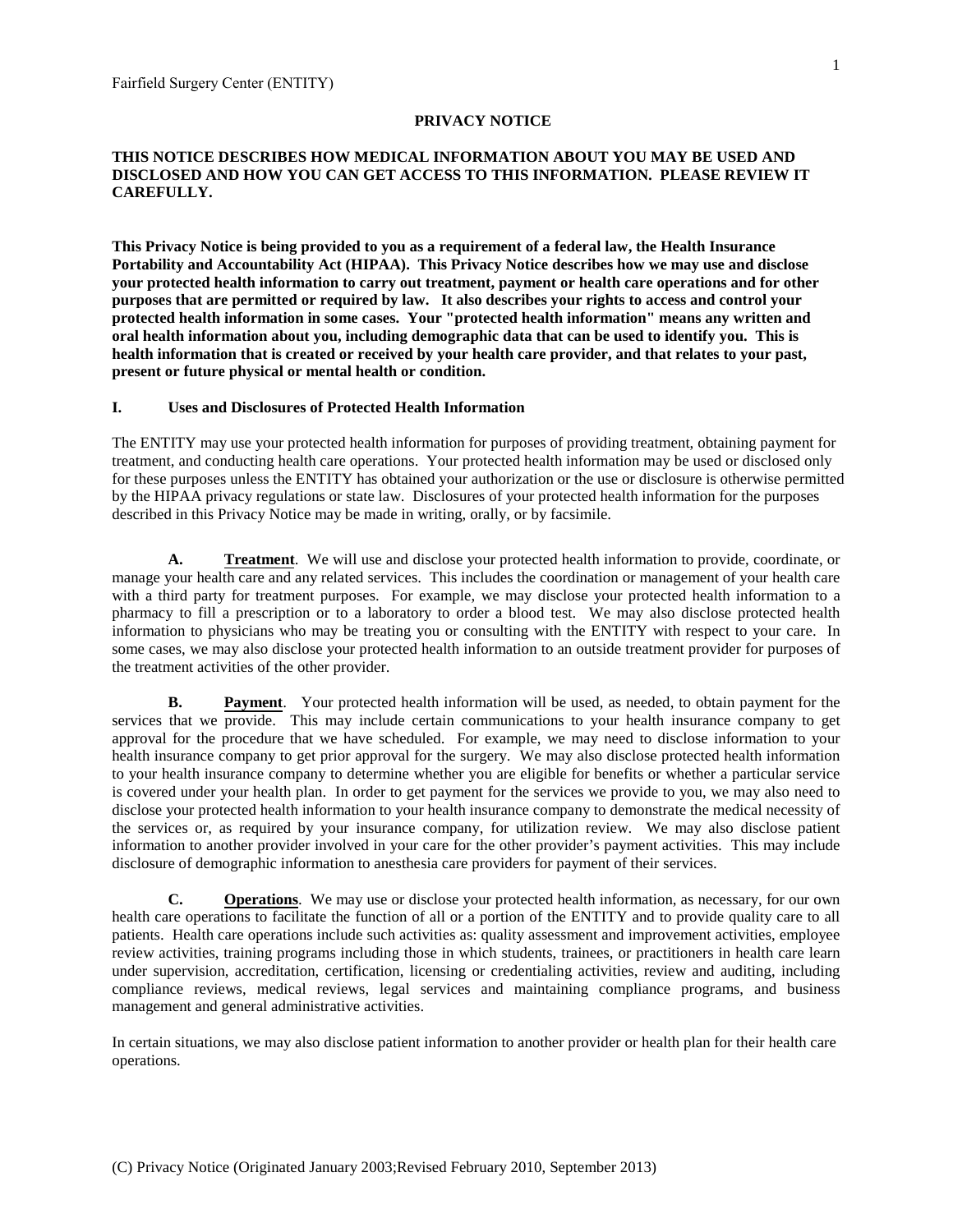Fairfield Surgery Center (ENTITY)

# PRIVACY NOTICE

**THIS NOTICE DESCRIBES HOW MEDICAL INFORMATION ABOUT YOU MAY BE USED AND DISCLOSED AND HOW YOU CAN GET ACCESS TO THIS INFORMATION. PLEASE REVIEW IT CAREFULLY.**

**This Privacy Notice is being provided to you as a requirement of a federal law, the Health Insurance Portability and Accountability Act (HIPAA). This Privacy Notice describes how we may use and disclose your protected health information to carry out treatment, payment or health care operations and for other purposes that are permitted or required by law. It also describes your rights to access and control your protected health information in some cases. Your "protected health information" means any written and oral health information about you, including demographic data that can be used to identify you. This is health information that is created or received by your health care provider, and that relates to your past, present or future physical or mental health or condition.**

## I. Uses and Disclosures of Protected Health Information

The ENTITY may use your protected health information for purposes of providing treatment, obtaining payment for treatment, and conducting health care operations. Your protected health information may be used or disclosed only for these purposes unless the ENTITY has obtained your authorization or the use or disclosure is otherwise permitted by the HIPAA privacy regulations or state law. Disclosures of your protected health information for the purposes described in this Privacy Notice may be made in writing, orally, or by facsimile.

**A. Treatment**. We will use and disclose your protected health information to provide, coordinate, or manage your health care and any related services. This includes the coordination or management of your health care with a third party for treatment purposes. For example, we may disclose your protected health information to a pharmacy to fill a prescription or to a laboratory to order a blood test. We may also disclose protected health information to physicians who may be treating you or consulting with the ENTITY with respect to your care. In some cases, we may also disclose your protected health information to an outside treatment provider for purposes of the treatment activities of the other provider.

**B. Payment**. Your protected health information will be used, as needed, to obtain payment for the services that we provide. This may include certain communications to your health insurance company to get approval for the procedure that we have scheduled. For example, we may need to disclose information to your health insurance company to get prior approval for the surgery. We may also disclose protected health information to your health insurance company to determine whether you are eligible for benefits or whether a particular service is covered under your health plan. In order to get payment for the services we provide to you, we may also need to disclose your protected health information to your health insurance company to demonstrate the medical necessity of the services or, as required by your insurance company, for utilization review. We may also disclose patient information to another provider involved in your care for the other provider's payment activities. This may include disclosure of demographic information to anesthesia care providers for payment of their services.

**C. Operations**. We may use or disclose your protected health information, as necessary, for our own health care operations to facilitate the function of all or a portion of the ENTITY and to provide quality care to all patients. Health care operations include such activities as: quality assessment and improvement activities, employee review activities, training programs including those in which students, trainees, or practitioners in health care learn under supervision, accreditation, certification, licensing or credentialing activities, review and auditing, including compliance reviews, medical reviews, legal services and maintaining compliance programs, and business management and general administrative activities.

In certain situations, we may also disclose patient information to another provider or health plan for their health care operations.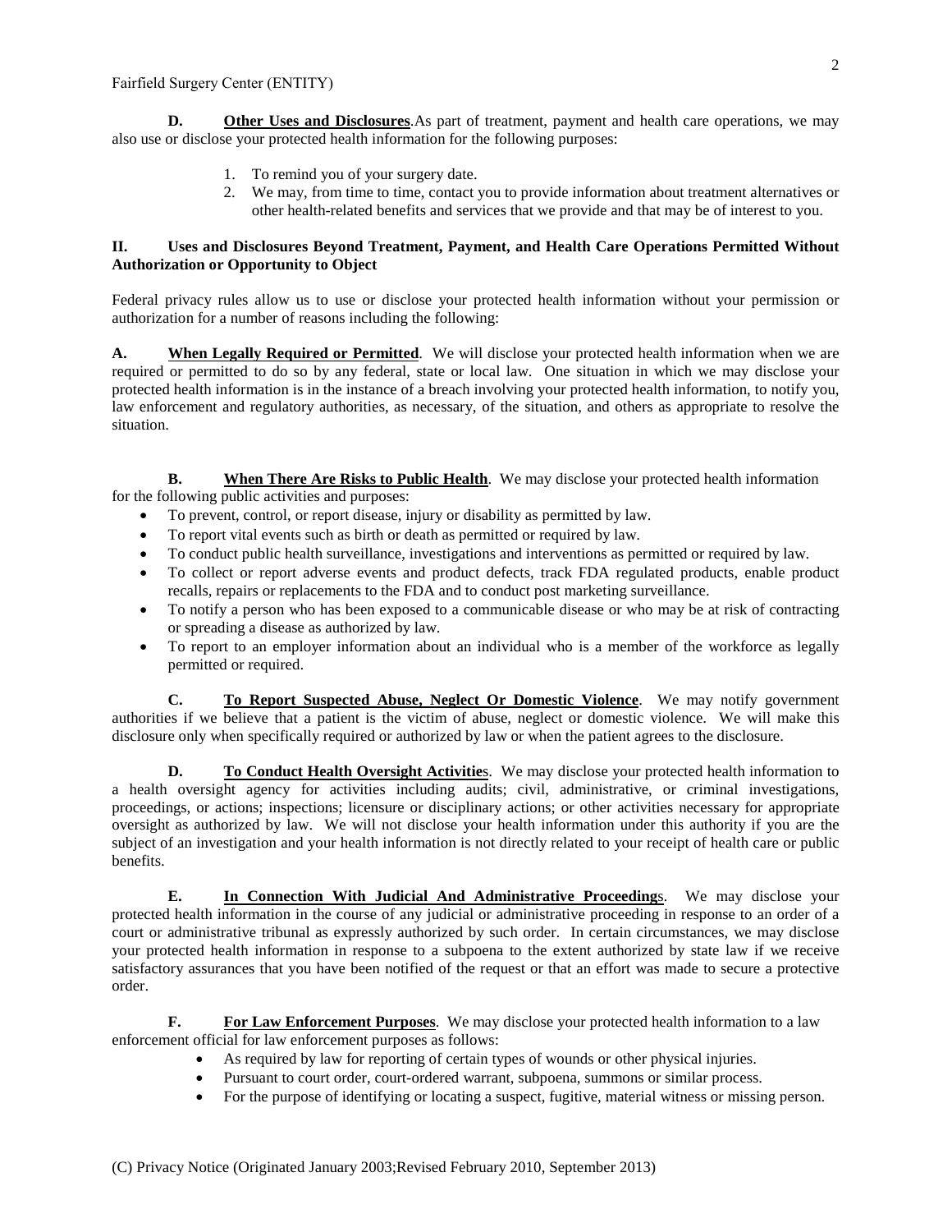**D. Other Uses and Disclosures**.As part of treatment, payment and health care operations, we may also use or disclose your protected health information for the following purposes:

1. To remind you of your surgery date.
2. We may, from time to time, contact you to provide information about treatment alternatives or other health-related benefits and services that we provide and that may be of interest to you.

**II. Uses and Disclosures Beyond Treatment, Payment, and Health Care Operations Permitted Without Authorization or Opportunity to Object**

Federal privacy rules allow us to use or disclose your protected health information without your permission or authorization for a number of reasons including the following:

**A. When Legally Required or Permitted**. We will disclose your protected health information when we are required or permitted to do so by any federal, state or local law. One situation in which we may disclose your protected health information is in the instance of a breach involving your protected health information, to notify you, law enforcement and regulatory authorities, as necessary, of the situation, and others as appropriate to resolve the situation.

**B. When There Are Risks to Public Health**. We may disclose your protected health information for the following public activities and purposes:

- To prevent, control, or report disease, injury or disability as permitted by law.
- To report vital events such as birth or death as permitted or required by law.
- To conduct public health surveillance, investigations and interventions as permitted or required by law.
- To collect or report adverse events and product defects, track FDA regulated products, enable product recalls, repairs or replacements to the FDA and to conduct post marketing surveillance.
- To notify a person who has been exposed to a communicable disease or who may be at risk of contracting or spreading a disease as authorized by law.
- To report to an employer information about an individual who is a member of the workforce as legally permitted or required.

**C. To Report Suspected Abuse, Neglect Or Domestic Violence**. We may notify government authorities if we believe that a patient is the victim of abuse, neglect or domestic violence. We will make this disclosure only when specifically required or authorized by law or when the patient agrees to the disclosure.

**D. To Conduct Health Oversight Activities**. We may disclose your protected health information to a health oversight agency for activities including audits; civil, administrative, or criminal investigations, proceedings, or actions; inspections; licensure or disciplinary actions; or other activities necessary for appropriate oversight as authorized by law. We will not disclose your health information under this authority if you are the subject of an investigation and your health information is not directly related to your receipt of health care or public benefits.

**E. In Connection With Judicial And Administrative Proceedings**. We may disclose your protected health information in the course of any judicial or administrative proceeding in response to an order of a court or administrative tribunal as expressly authorized by such order. In certain circumstances, we may disclose your protected health information in response to a subpoena to the extent authorized by state law if we receive satisfactory assurances that you have been notified of the request or that an effort was made to secure a protective order.

**F. For Law Enforcement Purposes**. We may disclose your protected health information to a law enforcement official for law enforcement purposes as follows:

- As required by law for reporting of certain types of wounds or other physical injuries.
- Pursuant to court order, court-ordered warrant, subpoena, summons or similar process.
- For the purpose of identifying or locating a suspect, fugitive, material witness or missing person.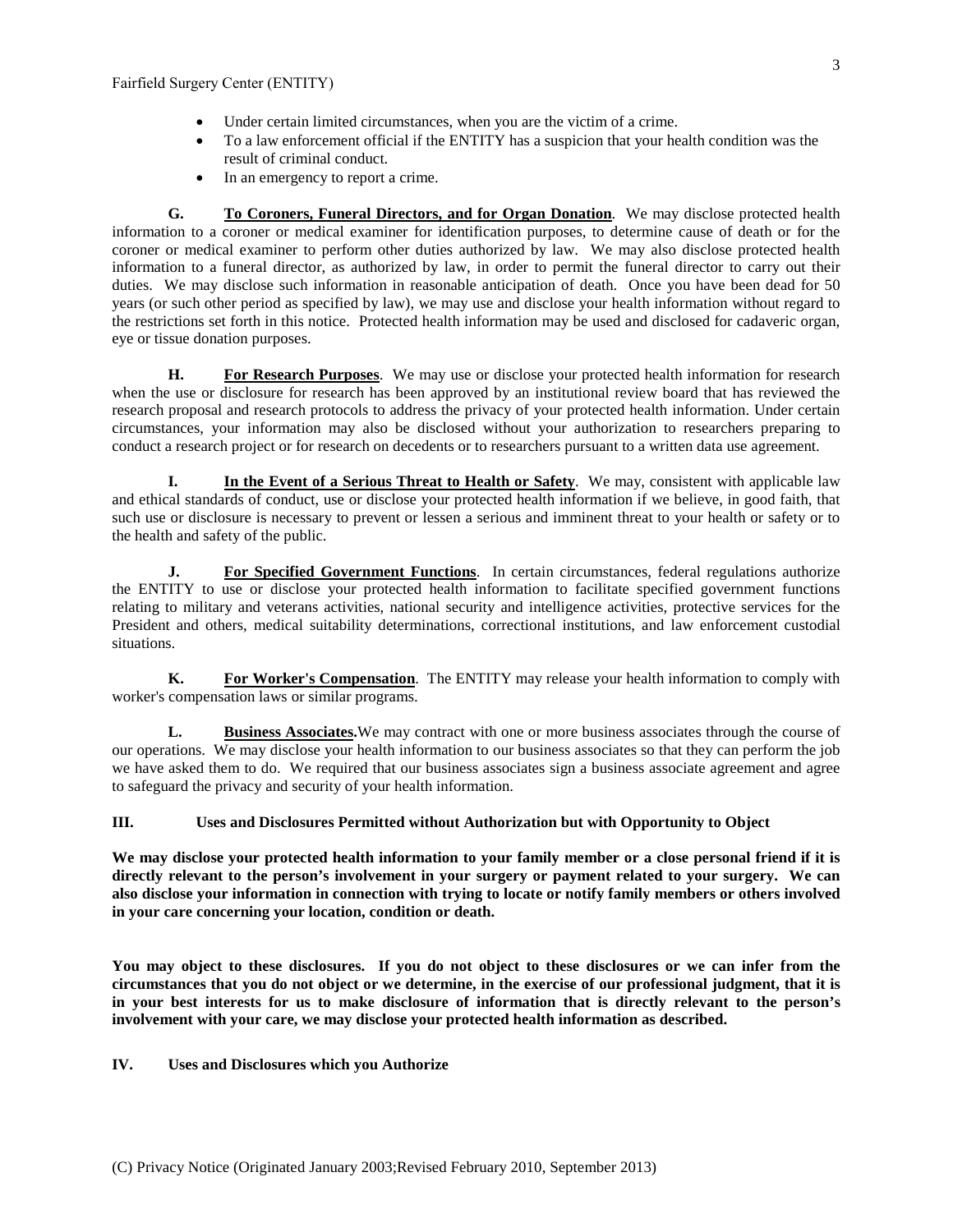- Under certain limited circumstances, when you are the victim of a crime.
- To a law enforcement official if the ENTITY has a suspicion that your health condition was the result of criminal conduct.
- In an emergency to report a crime.

**G. To Coroners, Funeral Directors, and for Organ Donation**. We may disclose protected health information to a coroner or medical examiner for identification purposes, to determine cause of death or for the coroner or medical examiner to perform other duties authorized by law. We may also disclose protected health information to a funeral director, as authorized by law, in order to permit the funeral director to carry out their duties. We may disclose such information in reasonable anticipation of death. Once you have been dead for 50 years (or such other period as specified by law), we may use and disclose your health information without regard to the restrictions set forth in this notice. Protected health information may be used and disclosed for cadaveric organ, eye or tissue donation purposes.

**H. For Research Purposes**. We may use or disclose your protected health information for research when the use or disclosure for research has been approved by an institutional review board that has reviewed the research proposal and research protocols to address the privacy of your protected health information. Under certain circumstances, your information may also be disclosed without your authorization to researchers preparing to conduct a research project or for research on decedents or to researchers pursuant to a written data use agreement.

**I. In the Event of a Serious Threat to Health or Safety**. We may, consistent with applicable law and ethical standards of conduct, use or disclose your protected health information if we believe, in good faith, that such use or disclosure is necessary to prevent or lessen a serious and imminent threat to your health or safety or to the health and safety of the public.

**J. For Specified Government Functions**. In certain circumstances, federal regulations authorize the ENTITY to use or disclose your protected health information to facilitate specified government functions relating to military and veterans activities, national security and intelligence activities, protective services for the President and others, medical suitability determinations, correctional institutions, and law enforcement custodial situations.

**K. For Worker's Compensation**. The ENTITY may release your health information to comply with worker's compensation laws or similar programs.

**L. Business Associates.** We may contract with one or more business associates through the course of our operations. We may disclose your health information to our business associates so that they can perform the job we have asked them to do. We required that our business associates sign a business associate agreement and agree to safeguard the privacy and security of your health information.

## III. Uses and Disclosures Permitted without Authorization but with Opportunity to Object

**We may disclose your protected health information to your family member or a close personal friend if it is directly relevant to the person's involvement in your surgery or payment related to your surgery. We can also disclose your information in connection with trying to locate or notify family members or others involved in your care concerning your location, condition or death.**

**You may object to these disclosures. If you do not object to these disclosures or we can infer from the circumstances that you do not object or we determine, in the exercise of our professional judgment, that it is in your best interests for us to make disclosure of information that is directly relevant to the person's involvement with your care, we may disclose your protected health information as described.**

## IV. Uses and Disclosures which you Authorize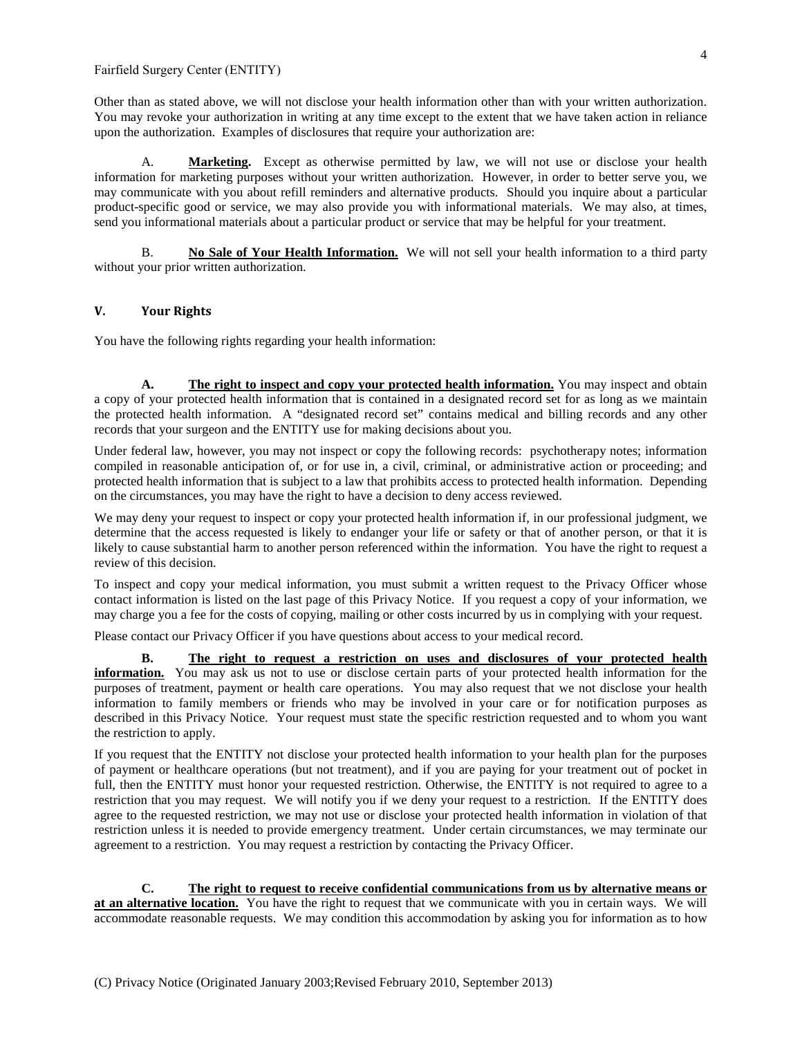Other than as stated above, we will not disclose your health information other than with your written authorization. You may revoke your authorization in writing at any time except to the extent that we have taken action in reliance upon the authorization. Examples of disclosures that require your authorization are:

A. **Marketing.** Except as otherwise permitted by law, we will not use or disclose your health information for marketing purposes without your written authorization. However, in order to better serve you, we may communicate with you about refill reminders and alternative products. Should you inquire about a particular product-specific good or service, we may also provide you with informational materials. We may also, at times, send you informational materials about a particular product or service that may be helpful for your treatment.

B. **No Sale of Your Health Information.** We will not sell your health information to a third party without your prior written authorization.

## V. Your Rights

You have the following rights regarding your health information:

**A. The right to inspect and copy your protected health information.** You may inspect and obtain a copy of your protected health information that is contained in a designated record set for as long as we maintain the protected health information. A "designated record set" contains medical and billing records and any other records that your surgeon and the ENTITY use for making decisions about you.

Under federal law, however, you may not inspect or copy the following records: psychotherapy notes; information compiled in reasonable anticipation of, or for use in, a civil, criminal, or administrative action or proceeding; and protected health information that is subject to a law that prohibits access to protected health information. Depending on the circumstances, you may have the right to have a decision to deny access reviewed.

We may deny your request to inspect or copy your protected health information if, in our professional judgment, we determine that the access requested is likely to endanger your life or safety or that of another person, or that it is likely to cause substantial harm to another person referenced within the information. You have the right to request a review of this decision.

To inspect and copy your medical information, you must submit a written request to the Privacy Officer whose contact information is listed on the last page of this Privacy Notice. If you request a copy of your information, we may charge you a fee for the costs of copying, mailing or other costs incurred by us in complying with your request.

Please contact our Privacy Officer if you have questions about access to your medical record.

**B. The right to request a restriction on uses and disclosures of your protected health information.** You may ask us not to use or disclose certain parts of your protected health information for the purposes of treatment, payment or health care operations. You may also request that we not disclose your health information to family members or friends who may be involved in your care or for notification purposes as described in this Privacy Notice. Your request must state the specific restriction requested and to whom you want the restriction to apply.

If you request that the ENTITY not disclose your protected health information to your health plan for the purposes of payment or healthcare operations (but not treatment), and if you are paying for your treatment out of pocket in full, then the ENTITY must honor your requested restriction. Otherwise, the ENTITY is not required to agree to a restriction that you may request. We will notify you if we deny your request to a restriction. If the ENTITY does agree to the requested restriction, we may not use or disclose your protected health information in violation of that restriction unless it is needed to provide emergency treatment. Under certain circumstances, we may terminate our agreement to a restriction. You may request a restriction by contacting the Privacy Officer.

**C. The right to request to receive confidential communications from us by alternative means or at an alternative location.** You have the right to request that we communicate with you in certain ways. We will accommodate reasonable requests. We may condition this accommodation by asking you for information as to how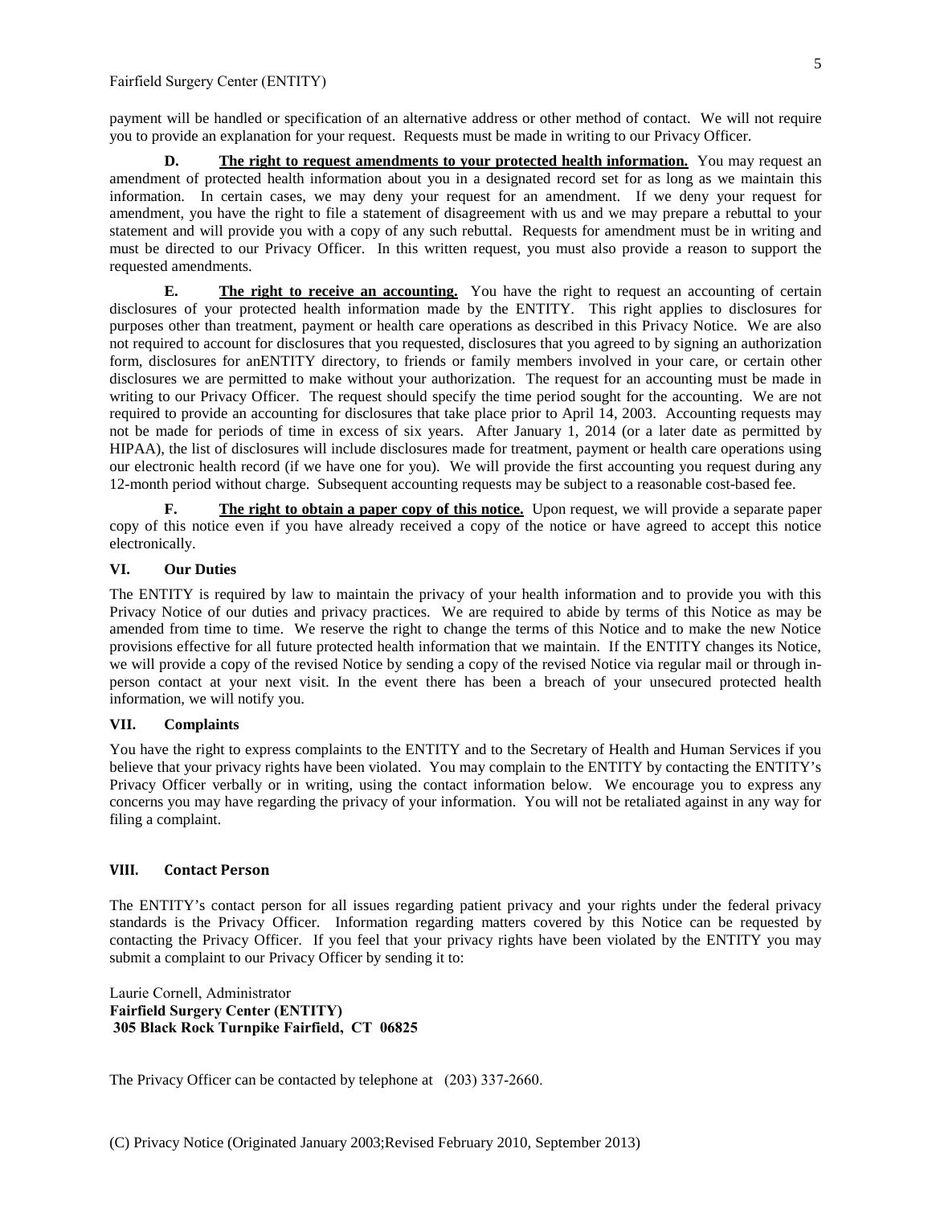payment will be handled or specification of an alternative address or other method of contact. We will not require you to provide an explanation for your request. Requests must be made in writing to our Privacy Officer.

**D. <u>The right to request amendments to your protected health information.</u>** You may request an amendment of protected health information about you in a designated record set for as long as we maintain this information. In certain cases, we may deny your request for an amendment. If we deny your request for amendment, you have the right to file a statement of disagreement with us and we may prepare a rebuttal to your statement and will provide you with a copy of any such rebuttal. Requests for amendment must be in writing and must be directed to our Privacy Officer. In this written request, you must also provide a reason to support the requested amendments.

**E. <u>The right to receive an accounting.</u>** You have the right to request an accounting of certain disclosures of your protected health information made by the ENTITY. This right applies to disclosures for purposes other than treatment, payment or health care operations as described in this Privacy Notice. We are also not required to account for disclosures that you requested, disclosures that you agreed to by signing an authorization form, disclosures for anENTITY directory, to friends or family members involved in your care, or certain other disclosures we are permitted to make without your authorization. The request for an accounting must be made in writing to our Privacy Officer. The request should specify the time period sought for the accounting. We are not required to provide an accounting for disclosures that take place prior to April 14, 2003. Accounting requests may not be made for periods of time in excess of six years. After January 1, 2014 (or a later date as permitted by HIPAA), the list of disclosures will include disclosures made for treatment, payment or health care operations using our electronic health record (if we have one for you). We will provide the first accounting you request during any 12-month period without charge. Subsequent accounting requests may be subject to a reasonable cost-based fee.

**F. <u>The right to obtain a paper copy of this notice.</u>** Upon request, we will provide a separate paper copy of this notice even if you have already received a copy of the notice or have agreed to accept this notice electronically.

### VI. Our Duties

The ENTITY is required by law to maintain the privacy of your health information and to provide you with this Privacy Notice of our duties and privacy practices. We are required to abide by terms of this Notice as may be amended from time to time. We reserve the right to change the terms of this Notice and to make the new Notice provisions effective for all future protected health information that we maintain. If the ENTITY changes its Notice, we will provide a copy of the revised Notice by sending a copy of the revised Notice via regular mail or through in-person contact at your next visit. In the event there has been a breach of your unsecured protected health information, we will notify you.

### VII. Complaints

You have the right to express complaints to the ENTITY and to the Secretary of Health and Human Services if you believe that your privacy rights have been violated. You may complain to the ENTITY by contacting the ENTITY's Privacy Officer verbally or in writing, using the contact information below. We encourage you to express any concerns you may have regarding the privacy of your information. You will not be retaliated against in any way for filing a complaint.

### VIII. Contact Person

The ENTITY's contact person for all issues regarding patient privacy and your rights under the federal privacy standards is the Privacy Officer. Information regarding matters covered by this Notice can be requested by contacting the Privacy Officer. If you feel that your privacy rights have been violated by the ENTITY you may submit a complaint to our Privacy Officer by sending it to:

Laurie Cornell, Administrator
**Fairfield Surgery Center (ENTITY)**
**305 Black Rock Turnpike Fairfield, CT 06825**

The Privacy Officer can be contacted by telephone at (203) 337-2660.

(C) Privacy Notice (Originated January 2003;Revised February 2010, September 2013)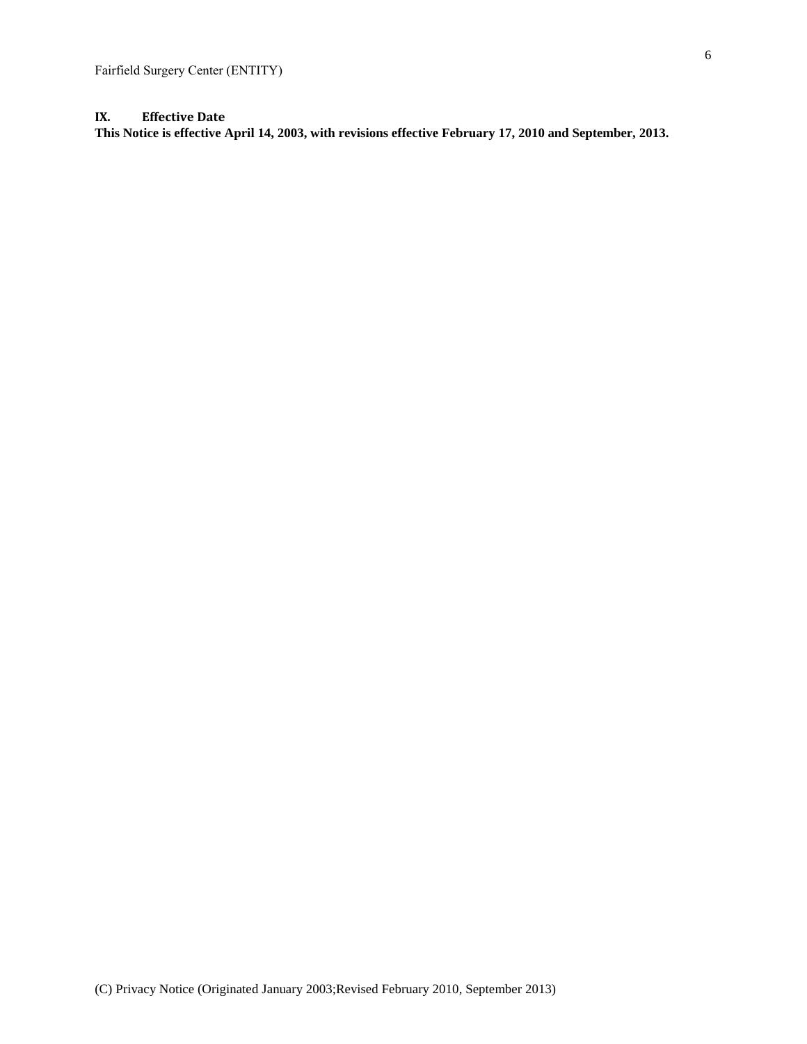## IX. Effective Date

**This Notice is effective April 14, 2003, with revisions effective February 17, 2010 and September, 2013.**